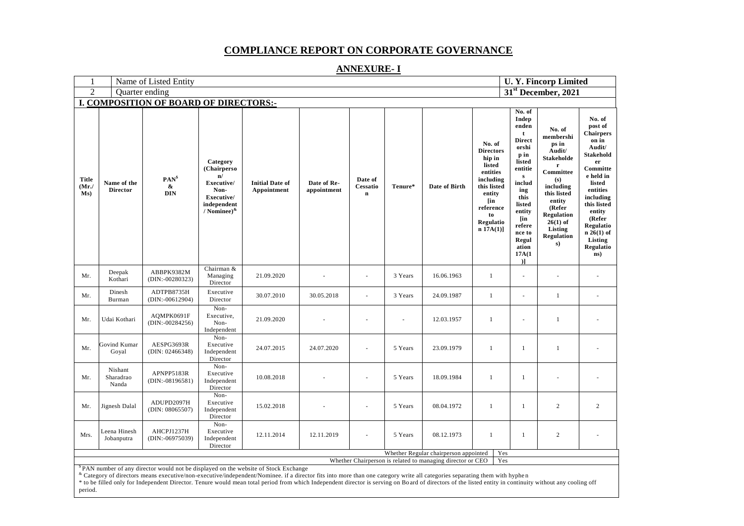# COMPLIANCE REPORT ON CORPORATE GOVERNANCE

## ANNEXURE- I

| 1 | Name of Listed Entity | U. Y. Fincorp Limited |
|---|---|---|
| 2 | Quarter ending | 31[st] December, 2021 |

### I. COMPOSITION OF BOARD OF DIRECTORS:-

| Title (Mr./ Ms) | Name of the Director | PAN[$] & DIN | Category (Chairperson/ Executive/ Non-Executive/ independent / Nominee)[&] | Initial Date of Appointment | Date of Re-appointment | Date of Cessation | Tenure* | Date of Birth | No. of Directorship in listed entities including this listed entity [in reference to Regulation 17A(1)] | No. of Independent Directorship in listed entities including this listed entity [in reference to Regulation 17A(1)] | No. of memberships in Audit/ Stakeholder Committee(s) including this listed entity (Refer Regulation 26(1) of Listing Regulations) | No. of post of Chairperson in Audit/ Stakeholder Committee held in listed entities including this listed entity (Refer Regulation 26(1) of Listing Regulations) |
|---|---|---|---|---|---|---|---|---|---|---|---|---|
| Mr. | Deepak Kothari | ABBPK9382M (DIN:-00280323) | Chairman & Managing Director | 21.09.2020 | - | - | 3 Years | 16.06.1963 | 1 | - | - | - |
| Mr. | Dinesh Burman | ADTPB8735H (DIN:-00612904) | Executive Director | 30.07.2010 | 30.05.2018 | - | 3 Years | 24.09.1987 | 1 | - | 1 | - |
| Mr. | Udai Kothari | AQMPK0691F (DIN:-00284256) | Non-Executive, Non-Independent | 21.09.2020 | - | - | - | 12.03.1957 | 1 | - | 1 | - |
| Mr. | Govind Kumar Goyal | AESPG3693R (DIN: 02466348) | Non-Executive Independent Director | 24.07.2015 | 24.07.2020 | - | 5 Years | 23.09.1979 | 1 | 1 | 1 | - |
| Mr. | Nishant Sharadrao Nanda | APNPP5183R (DIN:-08196581) | Non-Executive Independent Director | 10.08.2018 | - | - | 5 Years | 18.09.1984 | 1 | 1 | - | - |
| Mr. | Jignesh Dalal | ADUPD2097H (DIN: 08065507) | Non-Executive Independent Director | 15.02.2018 | - | - | 5 Years | 08.04.1972 | 1 | 1 | 2 | 2 |
| Mrs. | Leena Hinesh Jobanputra | AHCPJ1237H (DIN:-06975039) | Non-Executive Independent Director | 12.11.2014 | 12.11.2019 | - | 5 Years | 08.12.1973 | 1 | 1 | 2 | - |

| | |
|---|---|
| Whether Regular chairperson appointed | Yes |
| Whether Chairperson is related to managing director or CEO | Yes |

[$] PAN number of any director would not be displayed on the website of Stock Exchange

[&] Category of directors means executive/non-executive/independent/Nominee. if a director fits into more than one category write all categories separating them with hyphen

* to be filled only for Independent Director. Tenure would mean total period from which Independent director is serving on Board of directors of the listed entity in continuity without any cooling off period.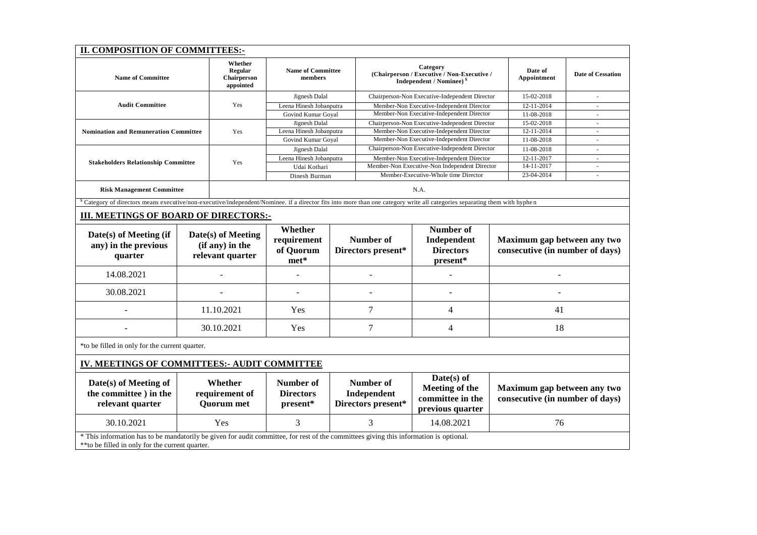## II. COMPOSITION OF COMMITTEES:-

| Name of Committee | Whether Regular Chairperson appointed | Name of Committee members | Category (Chairperson / Executive / Non-Executive / Independent / Nominee) $ | Date of Appointment | Date of Cessation |
|---|---|---|---|---|---|
| Audit Committee | Yes | Jignesh Dalal | Chairperson-Non Executive-Independent Director | 15-02-2018 | - |
| | | Leena Hinesh Jobanputra | Member-Non Executive-Independent Director | 12-11-2014 | - |
| | | Govind Kumar Goyal | Member-Non Executive-Independent Director | 11-08-2018 | - |
| Nomination and Remuneration Committee | Yes | Jignesh Dalal | Chairperson-Non Executive-Independent Director | 15-02-2018 | - |
| | | Leena Hinesh Jobanputra | Member-Non Executive-Independent Director | 12-11-2014 | - |
| | | Govind Kumar Goyal | Member-Non Executive-Independent Director | 11-08-2018 | - |
| Stakeholders Relationship Committee | Yes | Jignesh Dalal | Chairperson-Non Executive-Independent Director | 11-08-2018 | - |
| | | Leena Hinesh Jobanputra | Member-Non Executive-Independent Director | 12-11-2017 | - |
| | | Udai Kothari | Member-Non Executive-Non Independent Director | 14-11-2017 | - |
| | | Dinesh Burman | Member-Executive-Whole time Director | 23-04-2014 | - |
| Risk Management Committee | N.A. | | | | |

$ Category of directors means executive/non-executive/independent/Nominee. if a director fits into more than one category write all categories separating them with hyphen

## III. MEETINGS OF BOARD OF DIRECTORS:-

| Date(s) of Meeting (if any) in the previous quarter | Date(s) of Meeting (if any) in the relevant quarter | Whether requirement of Quorum met* | Number of Directors present* | Number of Independent Directors present* | Maximum gap between any two consecutive (in number of days) |
|---|---|---|---|---|---|
| 14.08.2021 | - | - | - | - | - |
| 30.08.2021 | - | - | - | - | - |
| - | 11.10.2021 | Yes | 7 | 4 | 41 |
| - | 30.10.2021 | Yes | 7 | 4 | 18 |

*to be filled in only for the current quarter.

## IV. MEETINGS OF COMMITTEES:- AUDIT COMMITTEE

| Date(s) of Meeting of the committee ) in the relevant quarter | Whether requirement of Quorum met | Number of Directors present* | Number of Independent Directors present* | Date(s) of Meeting of the committee in the previous quarter | Maximum gap between any two consecutive (in number of days) |
|---|---|---|---|---|---|
| 30.10.2021 | Yes | 3 | 3 | 14.08.2021 | 76 |

* This information has to be mandatorily be given for audit committee, for rest of the committees giving this information is optional.
**to be filled in only for the current quarter.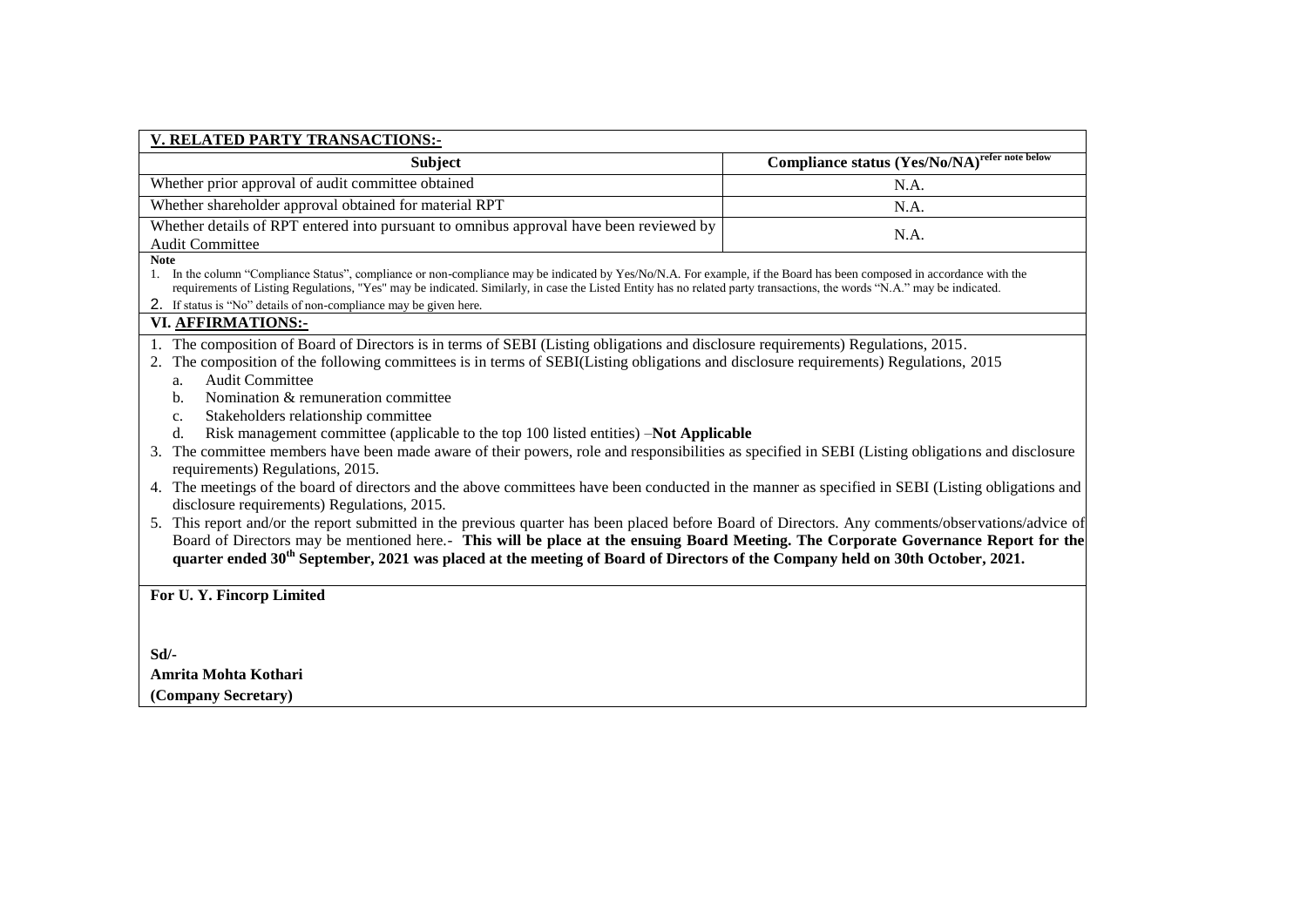## V. RELATED PARTY TRANSACTIONS:-

| Subject | Compliance status (Yes/No/NA) refer note below |
|---|---|
| Whether prior approval of audit committee obtained | N.A. |
| Whether shareholder approval obtained for material RPT | N.A. |
| Whether details of RPT entered into pursuant to omnibus approval have been reviewed by Audit Committee | N.A. |

**Note**

1. In the column "Compliance Status", compliance or non-compliance may be indicated by Yes/No/N.A. For example, if the Board has been composed in accordance with the requirements of Listing Regulations, "Yes" may be indicated. Similarly, in case the Listed Entity has no related party transactions, the words "N.A." may be indicated.
2. If status is "No" details of non-compliance may be given here.

## VI. AFFIRMATIONS:-

1. The composition of Board of Directors is in terms of SEBI (Listing obligations and disclosure requirements) Regulations, 2015.
2. The composition of the following committees is in terms of SEBI(Listing obligations and disclosure requirements) Regulations, 2015
   a. Audit Committee
   b. Nomination & remuneration committee
   c. Stakeholders relationship committee
   d. Risk management committee (applicable to the top 100 listed entities) –**Not Applicable**
3. The committee members have been made aware of their powers, role and responsibilities as specified in SEBI (Listing obligations and disclosure requirements) Regulations, 2015.
4. The meetings of the board of directors and the above committees have been conducted in the manner as specified in SEBI (Listing obligations and disclosure requirements) Regulations, 2015.
5. This report and/or the report submitted in the previous quarter has been placed before Board of Directors. Any comments/observations/advice of Board of Directors may be mentioned here.- **This will be place at the ensuing Board Meeting. The Corporate Governance Report for the quarter ended 30th September, 2021 was placed at the meeting of Board of Directors of the Company held on 30th October, 2021.**

**For U. Y. Fincorp Limited**

**Sd/-**

**Amrita Mohta Kothari**

**(Company Secretary)**